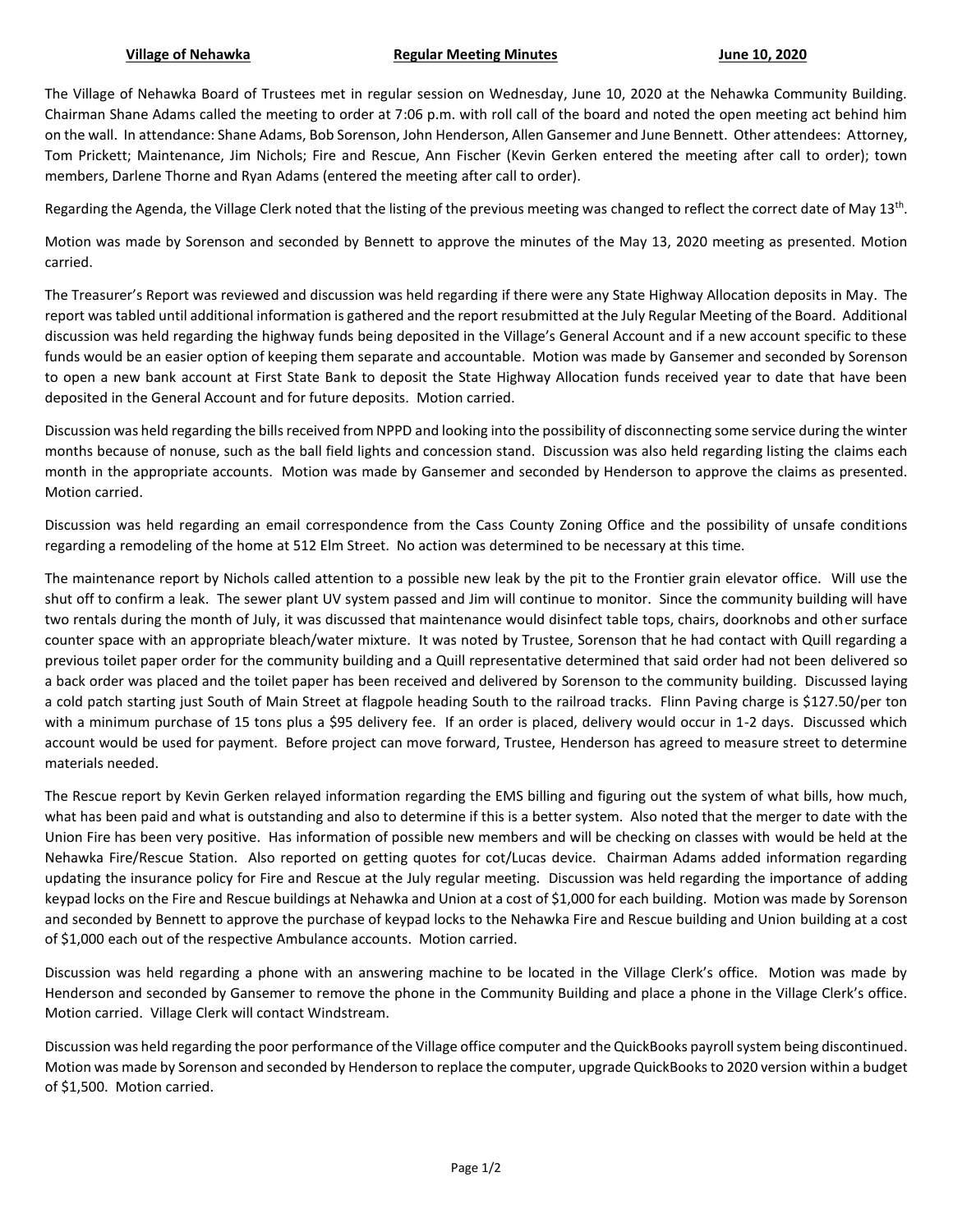**Village of Nehawka** **Regular Meeting Minutes** **June 10, 2020**

The Village of Nehawka Board of Trustees met in regular session on Wednesday, June 10, 2020 at the Nehawka Community Building. Chairman Shane Adams called the meeting to order at 7:06 p.m. with roll call of the board and noted the open meeting act behind him on the wall. In attendance: Shane Adams, Bob Sorenson, John Henderson, Allen Gansemer and June Bennett. Other attendees: Attorney, Tom Prickett; Maintenance, Jim Nichols; Fire and Rescue, Ann Fischer (Kevin Gerken entered the meeting after call to order); town members, Darlene Thorne and Ryan Adams (entered the meeting after call to order).

Regarding the Agenda, the Village Clerk noted that the listing of the previous meeting was changed to reflect the correct date of May 13th.

Motion was made by Sorenson and seconded by Bennett to approve the minutes of the May 13, 2020 meeting as presented. Motion carried.

The Treasurer's Report was reviewed and discussion was held regarding if there were any State Highway Allocation deposits in May. The report was tabled until additional information is gathered and the report resubmitted at the July Regular Meeting of the Board. Additional discussion was held regarding the highway funds being deposited in the Village's General Account and if a new account specific to these funds would be an easier option of keeping them separate and accountable. Motion was made by Gansemer and seconded by Sorenson to open a new bank account at First State Bank to deposit the State Highway Allocation funds received year to date that have been deposited in the General Account and for future deposits. Motion carried.

Discussion was held regarding the bills received from NPPD and looking into the possibility of disconnecting some service during the winter months because of nonuse, such as the ball field lights and concession stand. Discussion was also held regarding listing the claims each month in the appropriate accounts. Motion was made by Gansemer and seconded by Henderson to approve the claims as presented. Motion carried.

Discussion was held regarding an email correspondence from the Cass County Zoning Office and the possibility of unsafe conditions regarding a remodeling of the home at 512 Elm Street. No action was determined to be necessary at this time.

The maintenance report by Nichols called attention to a possible new leak by the pit to the Frontier grain elevator office. Will use the shut off to confirm a leak. The sewer plant UV system passed and Jim will continue to monitor. Since the community building will have two rentals during the month of July, it was discussed that maintenance would disinfect table tops, chairs, doorknobs and other surface counter space with an appropriate bleach/water mixture. It was noted by Trustee, Sorenson that he had contact with Quill regarding a previous toilet paper order for the community building and a Quill representative determined that said order had not been delivered so a back order was placed and the toilet paper has been received and delivered by Sorenson to the community building. Discussed laying a cold patch starting just South of Main Street at flagpole heading South to the railroad tracks. Flinn Paving charge is $127.50/per ton with a minimum purchase of 15 tons plus a $95 delivery fee. If an order is placed, delivery would occur in 1-2 days. Discussed which account would be used for payment. Before project can move forward, Trustee, Henderson has agreed to measure street to determine materials needed.

The Rescue report by Kevin Gerken relayed information regarding the EMS billing and figuring out the system of what bills, how much, what has been paid and what is outstanding and also to determine if this is a better system. Also noted that the merger to date with the Union Fire has been very positive. Has information of possible new members and will be checking on classes with would be held at the Nehawka Fire/Rescue Station. Also reported on getting quotes for cot/Lucas device. Chairman Adams added information regarding updating the insurance policy for Fire and Rescue at the July regular meeting. Discussion was held regarding the importance of adding keypad locks on the Fire and Rescue buildings at Nehawka and Union at a cost of $1,000 for each building. Motion was made by Sorenson and seconded by Bennett to approve the purchase of keypad locks to the Nehawka Fire and Rescue building and Union building at a cost of $1,000 each out of the respective Ambulance accounts. Motion carried.

Discussion was held regarding a phone with an answering machine to be located in the Village Clerk's office. Motion was made by Henderson and seconded by Gansemer to remove the phone in the Community Building and place a phone in the Village Clerk's office. Motion carried. Village Clerk will contact Windstream.

Discussion was held regarding the poor performance of the Village office computer and the QuickBooks payroll system being discontinued. Motion was made by Sorenson and seconded by Henderson to replace the computer, upgrade QuickBooks to 2020 version within a budget of $1,500. Motion carried.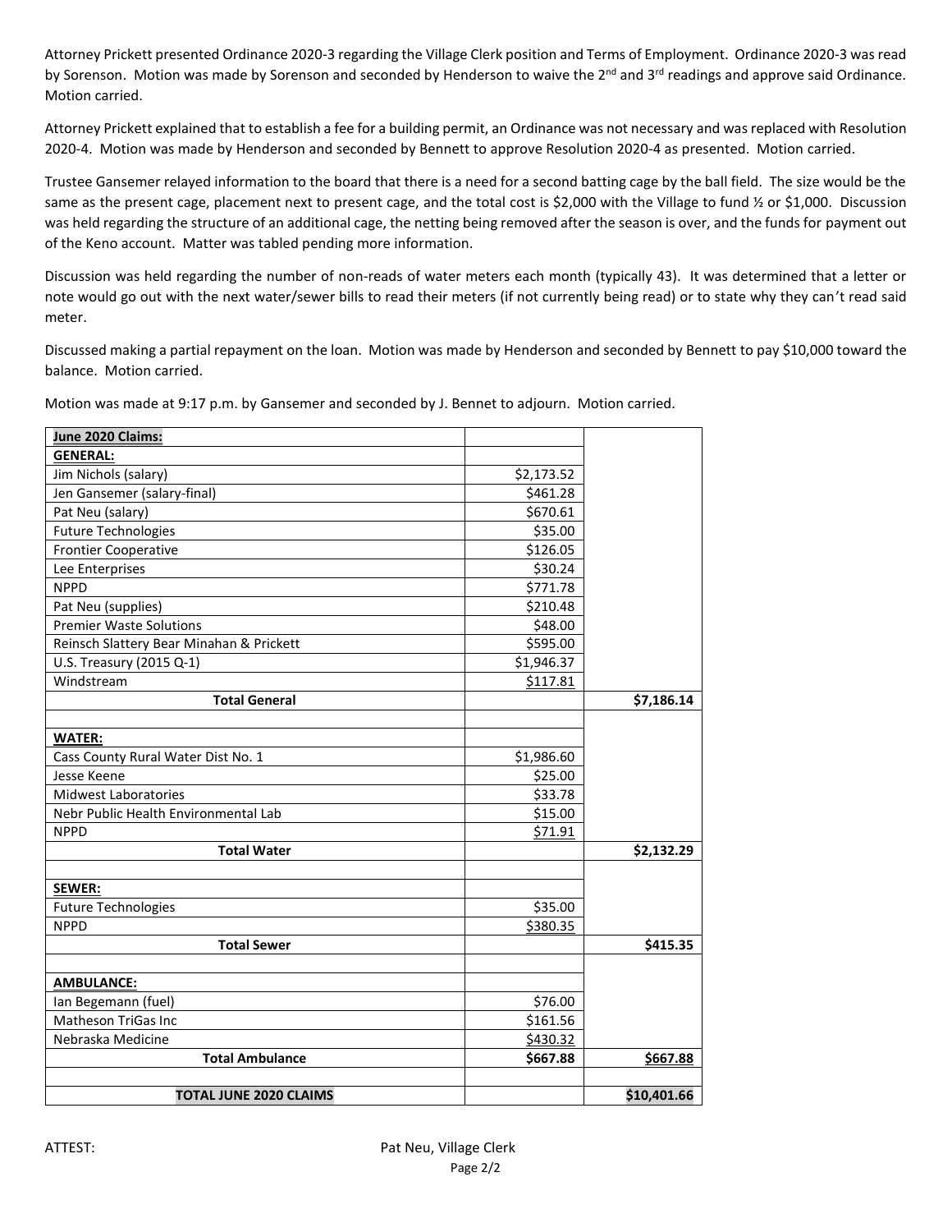Attorney Prickett presented Ordinance 2020-3 regarding the Village Clerk position and Terms of Employment. Ordinance 2020-3 was read by Sorenson. Motion was made by Sorenson and seconded by Henderson to waive the 2nd and 3rd readings and approve said Ordinance. Motion carried.

Attorney Prickett explained that to establish a fee for a building permit, an Ordinance was not necessary and was replaced with Resolution 2020-4. Motion was made by Henderson and seconded by Bennett to approve Resolution 2020-4 as presented. Motion carried.

Trustee Gansemer relayed information to the board that there is a need for a second batting cage by the ball field. The size would be the same as the present cage, placement next to present cage, and the total cost is $2,000 with the Village to fund ½ or $1,000. Discussion was held regarding the structure of an additional cage, the netting being removed after the season is over, and the funds for payment out of the Keno account. Matter was tabled pending more information.

Discussion was held regarding the number of non-reads of water meters each month (typically 43). It was determined that a letter or note would go out with the next water/sewer bills to read their meters (if not currently being read) or to state why they can't read said meter.

Discussed making a partial repayment on the loan. Motion was made by Henderson and seconded by Bennett to pay $10,000 toward the balance. Motion carried.

Motion was made at 9:17 p.m. by Gansemer and seconded by J. Bennet to adjourn. Motion carried.

| | | |
|---|---|---|
| **June 2020 Claims:** | | |
| **GENERAL:** | | |
| Jim Nichols (salary) | $2,173.52 | |
| Jen Gansemer (salary-final) | $461.28 | |
| Pat Neu (salary) | $670.61 | |
| Future Technologies | $35.00 | |
| Frontier Cooperative | $126.05 | |
| Lee Enterprises | $30.24 | |
| NPPD | $771.78 | |
| Pat Neu (supplies) | $210.48 | |
| Premier Waste Solutions | $48.00 | |
| Reinsch Slattery Bear Minahan & Prickett | $595.00 | |
| U.S. Treasury (2015 Q-1) | $1,946.37 | |
| Windstream | $117.81 | |
| **Total General** | | **$7,186.14** |
| | | |
| **WATER:** | | |
| Cass County Rural Water Dist No. 1 | $1,986.60 | |
| Jesse Keene | $25.00 | |
| Midwest Laboratories | $33.78 | |
| Nebr Public Health Environmental Lab | $15.00 | |
| NPPD | $71.91 | |
| **Total Water** | | **$2,132.29** |
| | | |
| **SEWER:** | | |
| Future Technologies | $35.00 | |
| NPPD | $380.35 | |
| **Total Sewer** | | **$415.35** |
| | | |
| **AMBULANCE:** | | |
| Ian Begemann (fuel) | $76.00 | |
| Matheson TriGas Inc | $161.56 | |
| Nebraska Medicine | $430.32 | |
| **Total Ambulance** | **$667.88** | **$667.88** |
| | | |
| **TOTAL JUNE 2020 CLAIMS** | | **$10,401.66** |

ATTEST: Pat Neu, Village Clerk